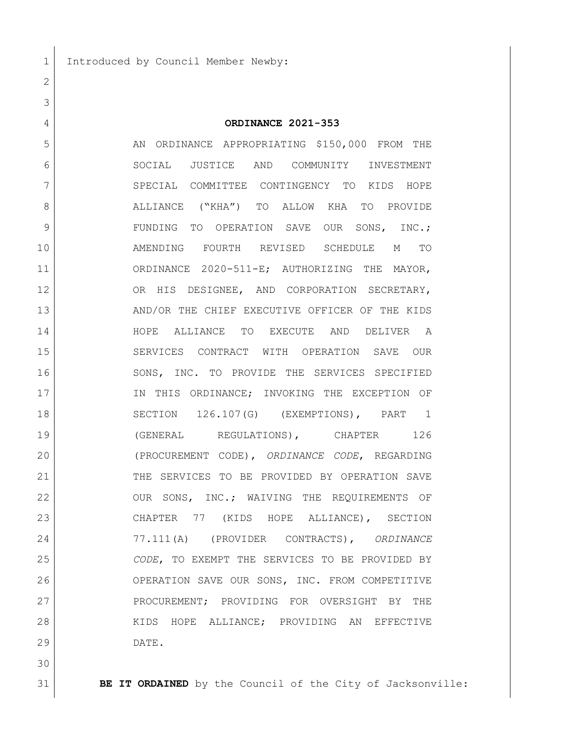Introduced by Council Member Newby:

**ORDINANCE 2021-353**

AN ORDINANCE APPROPRIATING $150,000 FROM THE SOCIAL JUSTICE AND COMMUNITY INVESTMENT SPECIAL COMMITTEE CONTINGENCY TO KIDS HOPE ALLIANCE ("KHA") TO ALLOW KHA TO PROVIDE FUNDING TO OPERATION SAVE OUR SONS, INC.; AMENDING FOURTH REVISED SCHEDULE M TO ORDINANCE 2020-511-E; AUTHORIZING THE MAYOR, OR HIS DESIGNEE, AND CORPORATION SECRETARY, AND/OR THE CHIEF EXECUTIVE OFFICER OF THE KIDS HOPE ALLIANCE TO EXECUTE AND DELIVER A SERVICES CONTRACT WITH OPERATION SAVE OUR SONS, INC. TO PROVIDE THE SERVICES SPECIFIED IN THIS ORDINANCE; INVOKING THE EXCEPTION OF SECTION 126.107(G) (EXEMPTIONS), PART 1 (GENERAL REGULATIONS), CHAPTER 126 (PROCUREMENT CODE), *ORDINANCE CODE*, REGARDING THE SERVICES TO BE PROVIDED BY OPERATION SAVE OUR SONS, INC.; WAIVING THE REQUIREMENTS OF CHAPTER 77 (KIDS HOPE ALLIANCE), SECTION 77.111(A) (PROVIDER CONTRACTS), *ORDINANCE CODE*, TO EXEMPT THE SERVICES TO BE PROVIDED BY OPERATION SAVE OUR SONS, INC. FROM COMPETITIVE PROCUREMENT; PROVIDING FOR OVERSIGHT BY THE KIDS HOPE ALLIANCE; PROVIDING AN EFFECTIVE DATE.

**BE IT ORDAINED** by the Council of the City of Jacksonville: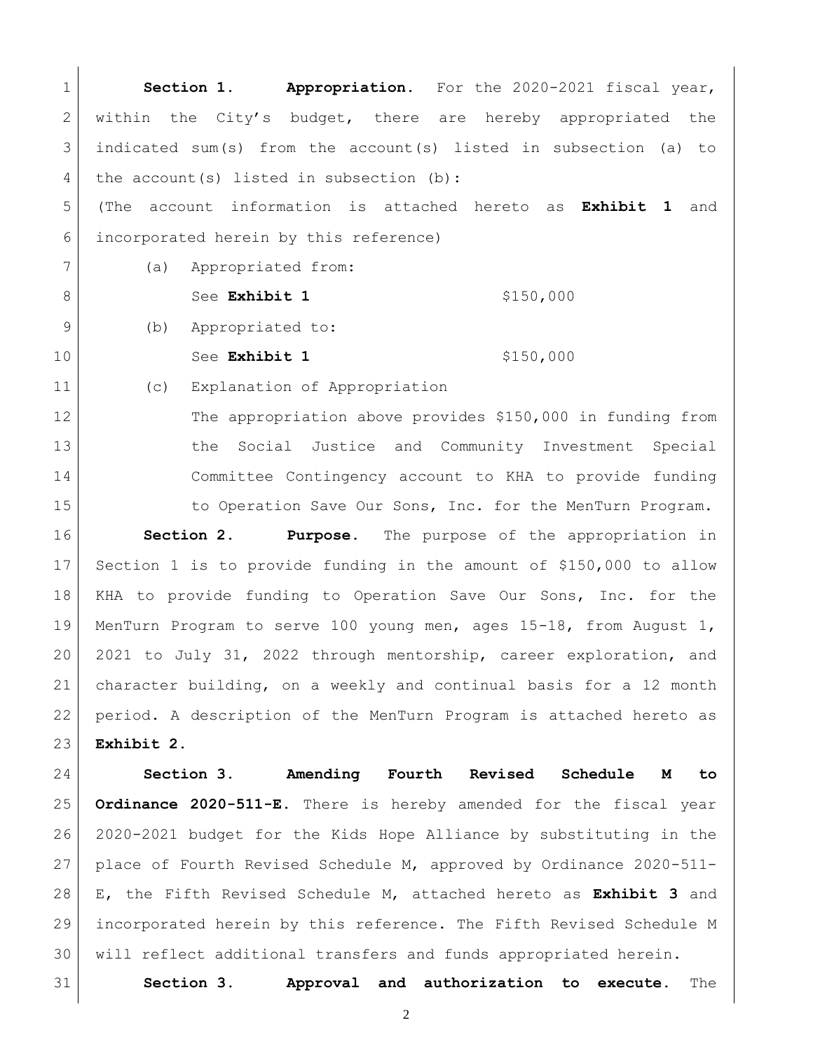**Section 1. Appropriation.** For the 2020-2021 fiscal year, within the City's budget, there are hereby appropriated the indicated sum(s) from the account(s) listed in subsection (a) to the account(s) listed in subsection (b):

(The account information is attached hereto as **Exhibit 1** and incorporated herein by this reference)

(a) Appropriated from:

| | |
|---|---|
| See **Exhibit 1** | $150,000 |

(b) Appropriated to:

| | |
|---|---|
| See **Exhibit 1** | $150,000 |

(c) Explanation of Appropriation

The appropriation above provides $150,000 in funding from the Social Justice and Community Investment Special Committee Contingency account to KHA to provide funding to Operation Save Our Sons, Inc. for the MenTurn Program.

**Section 2. Purpose.** The purpose of the appropriation in Section 1 is to provide funding in the amount of $150,000 to allow KHA to provide funding to Operation Save Our Sons, Inc. for the MenTurn Program to serve 100 young men, ages 15-18, from August 1, 2021 to July 31, 2022 through mentorship, career exploration, and character building, on a weekly and continual basis for a 12 month period. A description of the MenTurn Program is attached hereto as **Exhibit 2.**

**Section 3. Amending Fourth Revised Schedule M to Ordinance 2020-511-E.** There is hereby amended for the fiscal year 2020-2021 budget for the Kids Hope Alliance by substituting in the place of Fourth Revised Schedule M, approved by Ordinance 2020-511-E, the Fifth Revised Schedule M, attached hereto as **Exhibit 3** and incorporated herein by this reference. The Fifth Revised Schedule M will reflect additional transfers and funds appropriated herein.

**Section 3. Approval and authorization to execute.** The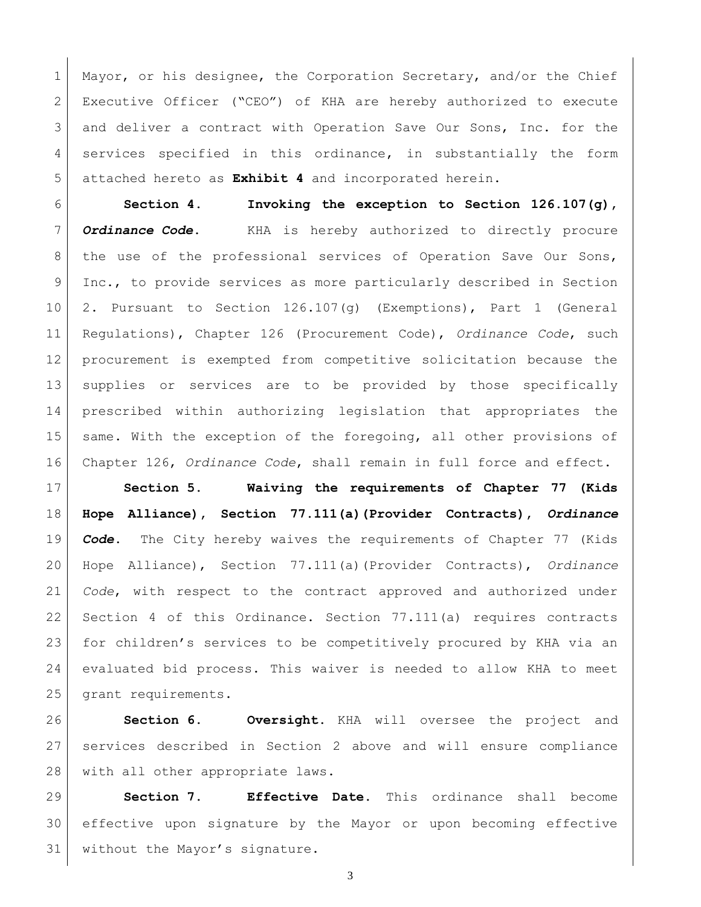Mayor, or his designee, the Corporation Secretary, and/or the Chief Executive Officer ("CEO") of KHA are hereby authorized to execute and deliver a contract with Operation Save Our Sons, Inc. for the services specified in this ordinance, in substantially the form attached hereto as **Exhibit 4** and incorporated herein.

**Section 4. Invoking the exception to Section 126.107(g), *Ordinance Code*.** KHA is hereby authorized to directly procure the use of the professional services of Operation Save Our Sons, Inc., to provide services as more particularly described in Section 2. Pursuant to Section 126.107(g) (Exemptions), Part 1 (General Regulations), Chapter 126 (Procurement Code), *Ordinance Code*, such procurement is exempted from competitive solicitation because the supplies or services are to be provided by those specifically prescribed within authorizing legislation that appropriates the same. With the exception of the foregoing, all other provisions of Chapter 126, *Ordinance Code*, shall remain in full force and effect.

**Section 5. Waiving the requirements of Chapter 77 (Kids Hope Alliance), Section 77.111(a)(Provider Contracts), *Ordinance Code*.** The City hereby waives the requirements of Chapter 77 (Kids Hope Alliance), Section 77.111(a)(Provider Contracts), *Ordinance Code*, with respect to the contract approved and authorized under Section 4 of this Ordinance. Section 77.111(a) requires contracts for children's services to be competitively procured by KHA via an evaluated bid process. This waiver is needed to allow KHA to meet grant requirements.

**Section 6. Oversight.** KHA will oversee the project and services described in Section 2 above and will ensure compliance with all other appropriate laws.

**Section 7. Effective Date.** This ordinance shall become effective upon signature by the Mayor or upon becoming effective without the Mayor's signature.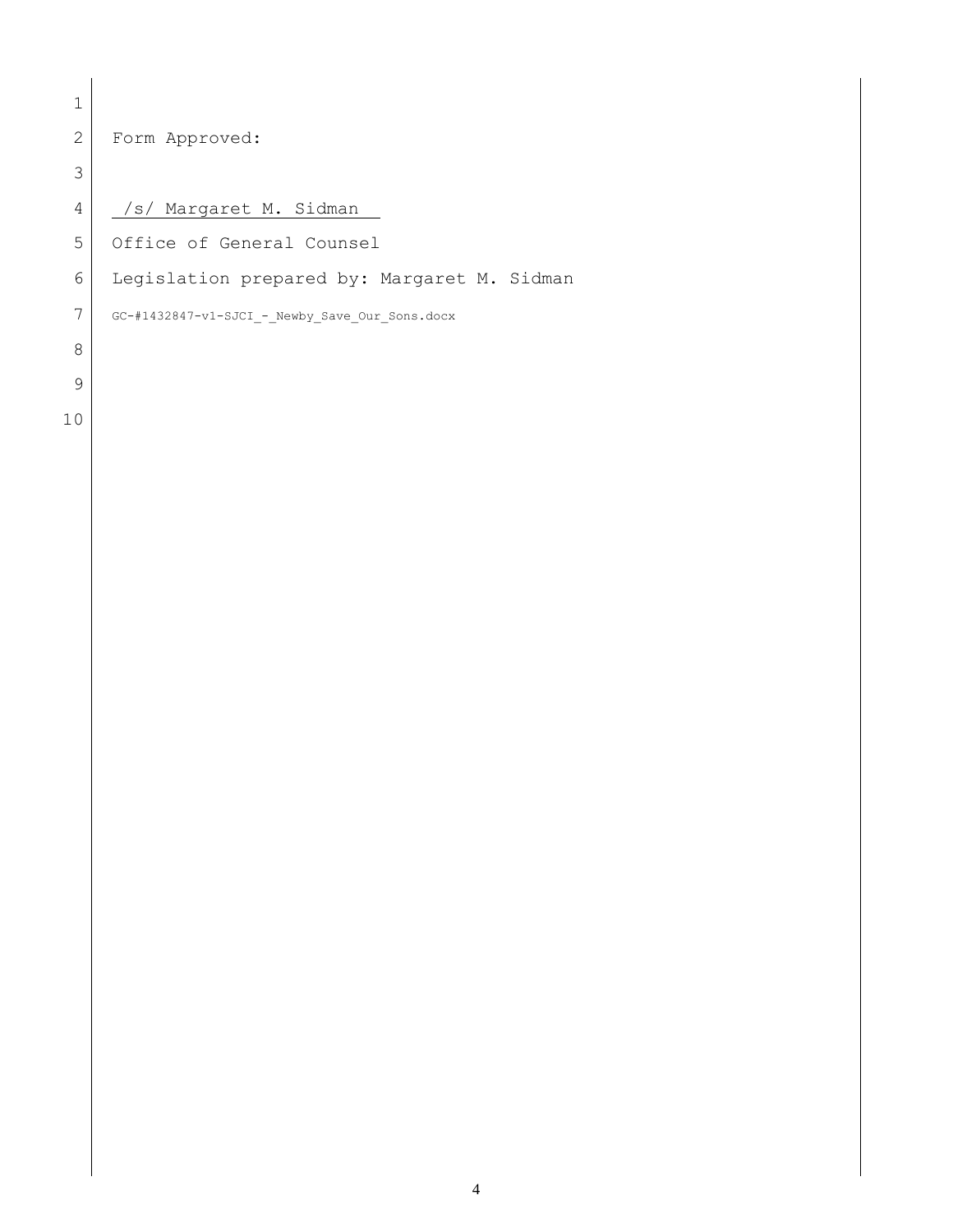Form Approved:

/s/ Margaret M. Sidman

Office of General Counsel

Legislation prepared by: Margaret M. Sidman

GC-#1432847-v1-SJCI_-_Newby_Save_Our_Sons.docx